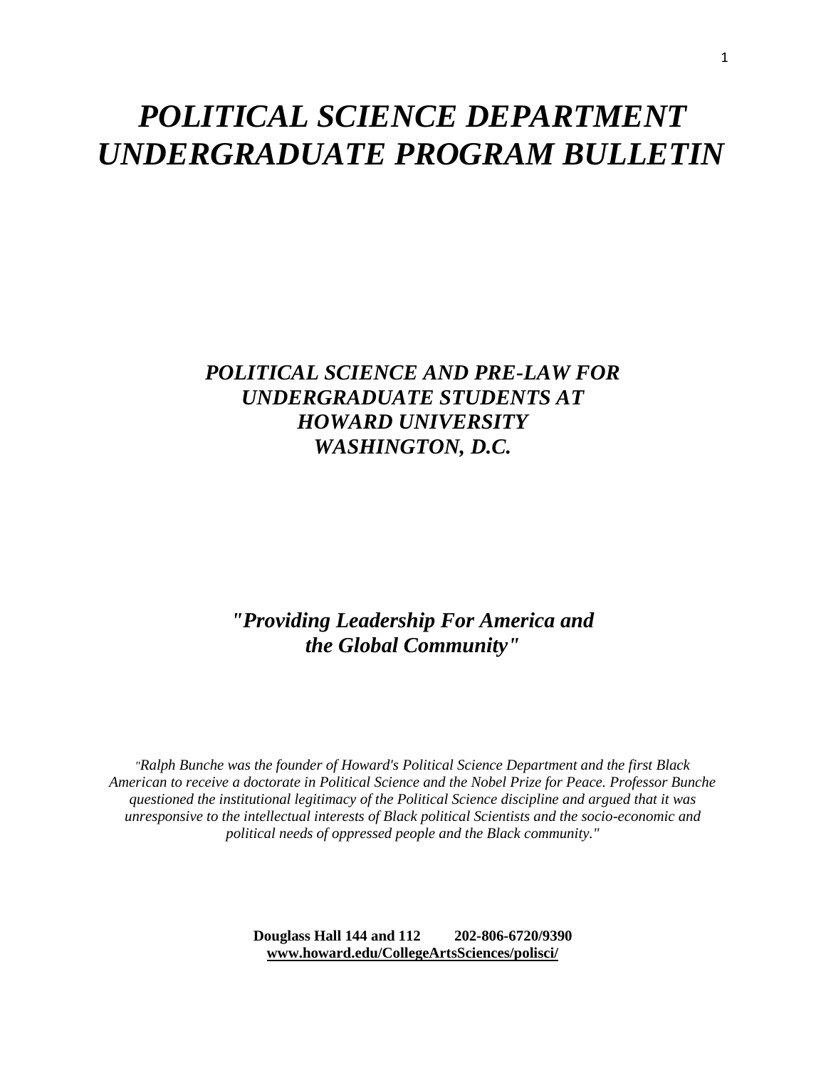# *POLITICAL SCIENCE DEPARTMENT UNDERGRADUATE PROGRAM BULLETIN*

## *POLITICAL SCIENCE AND PRE-LAW FOR UNDERGRADUATE STUDENTS AT HOWARD UNIVERSITY WASHINGTON, D.C.*

### *"Providing Leadership For America and the Global Community"*

*"Ralph Bunche was the founder of Howard's Political Science Department and the first Black American to receive a doctorate in Political Science and the Nobel Prize for Peace. Professor Bunche questioned the institutional legitimacy of the Political Science discipline and argued that it was unresponsive to the intellectual interests of Black political Scientists and the socio-economic and political needs of oppressed people and the Black community."*

**Douglass Hall 144 and 112    202-806-6720/9390**
**www.howard.edu/CollegeArtsSciences/polisci/**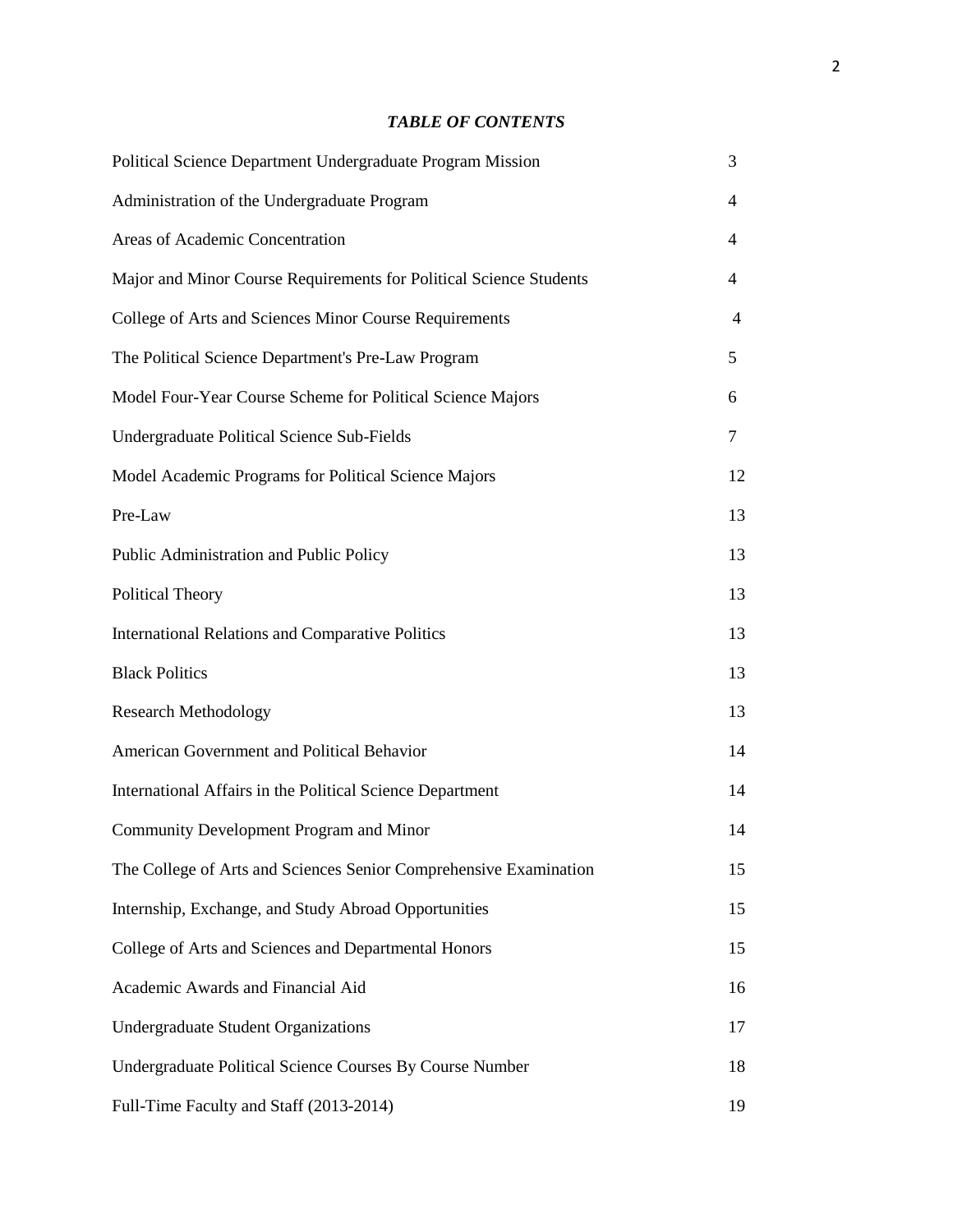***TABLE OF CONTENTS***

| | |
|---|---|
| Political Science Department Undergraduate Program Mission | 3 |
| Administration of the Undergraduate Program | 4 |
| Areas of Academic Concentration | 4 |
| Major and Minor Course Requirements for Political Science Students | 4 |
| College of Arts and Sciences Minor Course Requirements | 4 |
| The Political Science Department's Pre-Law Program | 5 |
| Model Four-Year Course Scheme for Political Science Majors | 6 |
| Undergraduate Political Science Sub-Fields | 7 |
| Model Academic Programs for Political Science Majors | 12 |
| Pre-Law | 13 |
| Public Administration and Public Policy | 13 |
| Political Theory | 13 |
| International Relations and Comparative Politics | 13 |
| Black Politics | 13 |
| Research Methodology | 13 |
| American Government and Political Behavior | 14 |
| International Affairs in the Political Science Department | 14 |
| Community Development Program and Minor | 14 |
| The College of Arts and Sciences Senior Comprehensive Examination | 15 |
| Internship, Exchange, and Study Abroad Opportunities | 15 |
| College of Arts and Sciences and Departmental Honors | 15 |
| Academic Awards and Financial Aid | 16 |
| Undergraduate Student Organizations | 17 |
| Undergraduate Political Science Courses By Course Number | 18 |
| Full-Time Faculty and Staff (2013-2014) | 19 |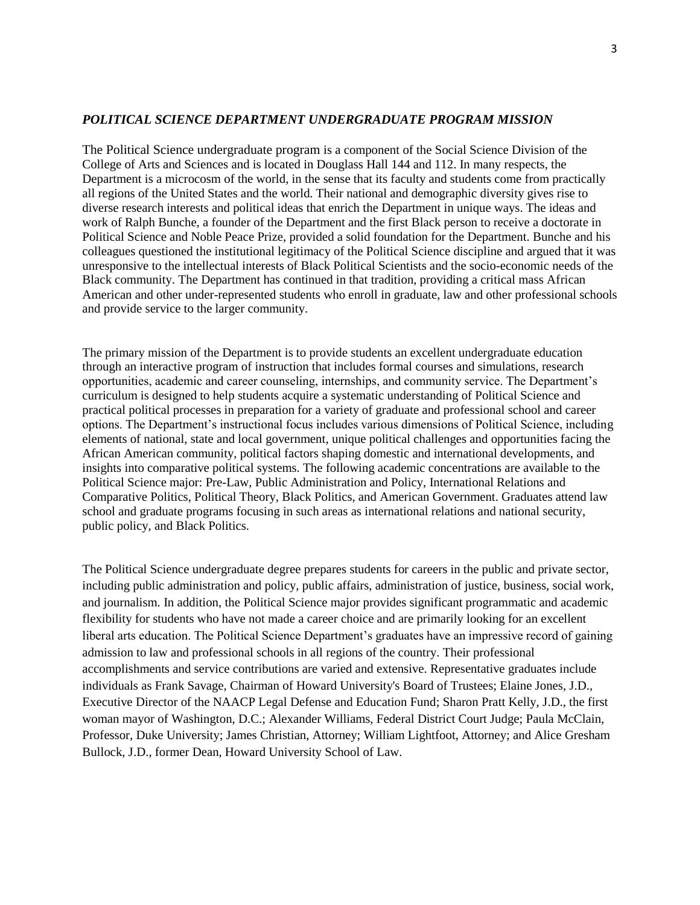## *POLITICAL SCIENCE DEPARTMENT UNDERGRADUATE PROGRAM MISSION*

The Political Science undergraduate program is a component of the Social Science Division of the College of Arts and Sciences and is located in Douglass Hall 144 and 112. In many respects, the Department is a microcosm of the world, in the sense that its faculty and students come from practically all regions of the United States and the world. Their national and demographic diversity gives rise to diverse research interests and political ideas that enrich the Department in unique ways. The ideas and work of Ralph Bunche, a founder of the Department and the first Black person to receive a doctorate in Political Science and Noble Peace Prize, provided a solid foundation for the Department. Bunche and his colleagues questioned the institutional legitimacy of the Political Science discipline and argued that it was unresponsive to the intellectual interests of Black Political Scientists and the socio-economic needs of the Black community. The Department has continued in that tradition, providing a critical mass African American and other under-represented students who enroll in graduate, law and other professional schools and provide service to the larger community.

The primary mission of the Department is to provide students an excellent undergraduate education through an interactive program of instruction that includes formal courses and simulations, research opportunities, academic and career counseling, internships, and community service. The Department's curriculum is designed to help students acquire a systematic understanding of Political Science and practical political processes in preparation for a variety of graduate and professional school and career options. The Department's instructional focus includes various dimensions of Political Science, including elements of national, state and local government, unique political challenges and opportunities facing the African American community, political factors shaping domestic and international developments, and insights into comparative political systems. The following academic concentrations are available to the Political Science major: Pre-Law, Public Administration and Policy, International Relations and Comparative Politics, Political Theory, Black Politics, and American Government. Graduates attend law school and graduate programs focusing in such areas as international relations and national security, public policy, and Black Politics.

The Political Science undergraduate degree prepares students for careers in the public and private sector, including public administration and policy, public affairs, administration of justice, business, social work, and journalism. In addition, the Political Science major provides significant programmatic and academic flexibility for students who have not made a career choice and are primarily looking for an excellent liberal arts education. The Political Science Department's graduates have an impressive record of gaining admission to law and professional schools in all regions of the country. Their professional accomplishments and service contributions are varied and extensive. Representative graduates include individuals as Frank Savage, Chairman of Howard University's Board of Trustees; Elaine Jones, J.D., Executive Director of the NAACP Legal Defense and Education Fund; Sharon Pratt Kelly, J.D., the first woman mayor of Washington, D.C.; Alexander Williams, Federal District Court Judge; Paula McClain, Professor, Duke University; James Christian, Attorney; William Lightfoot, Attorney; and Alice Gresham Bullock, J.D., former Dean, Howard University School of Law.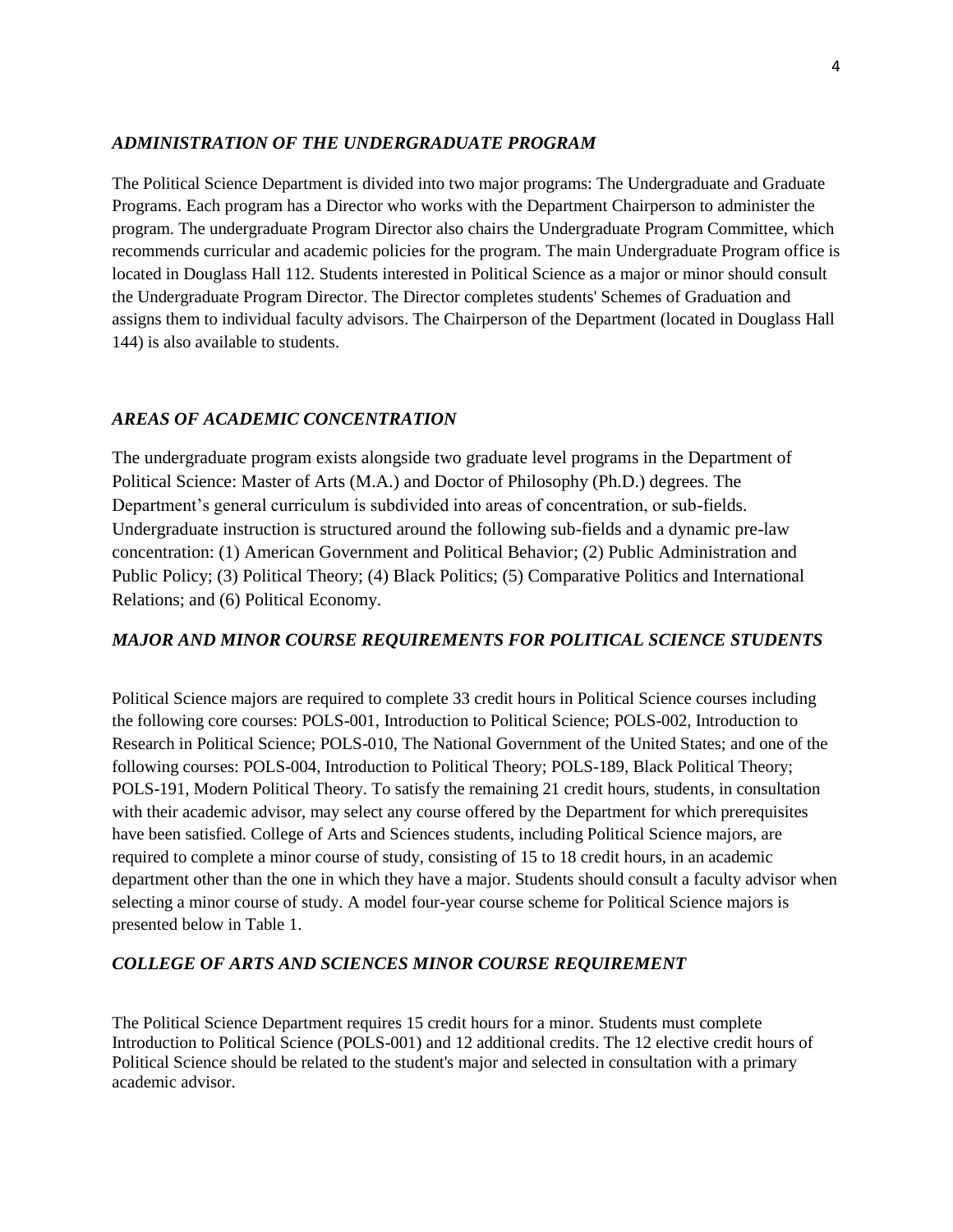### *ADMINISTRATION OF THE UNDERGRADUATE PROGRAM*

The Political Science Department is divided into two major programs: The Undergraduate and Graduate Programs. Each program has a Director who works with the Department Chairperson to administer the program. The undergraduate Program Director also chairs the Undergraduate Program Committee, which recommends curricular and academic policies for the program. The main Undergraduate Program office is located in Douglass Hall 112. Students interested in Political Science as a major or minor should consult the Undergraduate Program Director. The Director completes students' Schemes of Graduation and assigns them to individual faculty advisors. The Chairperson of the Department (located in Douglass Hall 144) is also available to students.

### *AREAS OF ACADEMIC CONCENTRATION*

The undergraduate program exists alongside two graduate level programs in the Department of Political Science: Master of Arts (M.A.) and Doctor of Philosophy (Ph.D.) degrees. The Department's general curriculum is subdivided into areas of concentration, or sub-fields. Undergraduate instruction is structured around the following sub-fields and a dynamic pre-law concentration: (1) American Government and Political Behavior; (2) Public Administration and Public Policy; (3) Political Theory; (4) Black Politics; (5) Comparative Politics and International Relations; and (6) Political Economy.

### *MAJOR AND MINOR COURSE REQUIREMENTS FOR POLITICAL SCIENCE STUDENTS*

Political Science majors are required to complete 33 credit hours in Political Science courses including the following core courses: POLS-001, Introduction to Political Science; POLS-002, Introduction to Research in Political Science; POLS-010, The National Government of the United States; and one of the following courses: POLS-004, Introduction to Political Theory; POLS-189, Black Political Theory; POLS-191, Modern Political Theory. To satisfy the remaining 21 credit hours, students, in consultation with their academic advisor, may select any course offered by the Department for which prerequisites have been satisfied. College of Arts and Sciences students, including Political Science majors, are required to complete a minor course of study, consisting of 15 to 18 credit hours, in an academic department other than the one in which they have a major. Students should consult a faculty advisor when selecting a minor course of study. A model four-year course scheme for Political Science majors is presented below in Table 1.

### *COLLEGE OF ARTS AND SCIENCES MINOR COURSE REQUIREMENT*

The Political Science Department requires 15 credit hours for a minor. Students must complete Introduction to Political Science (POLS-001) and 12 additional credits. The 12 elective credit hours of Political Science should be related to the student's major and selected in consultation with a primary academic advisor.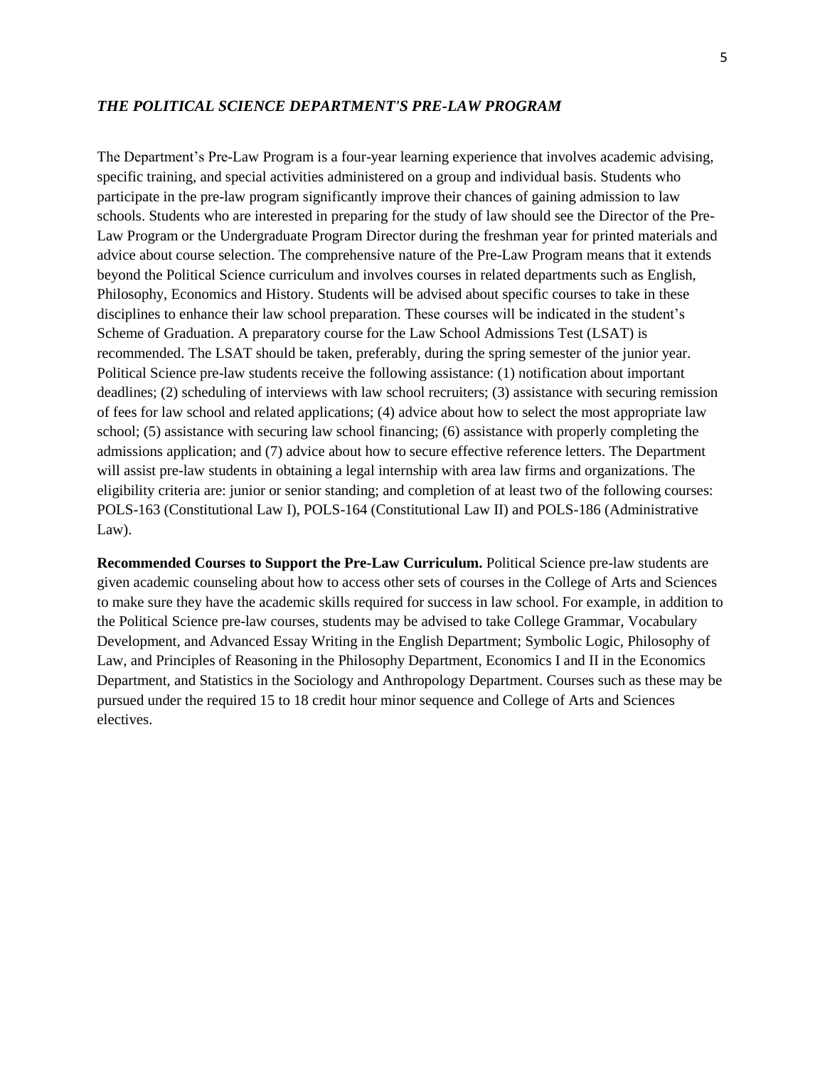## *THE POLITICAL SCIENCE DEPARTMENT'S PRE-LAW PROGRAM*

The Department's Pre-Law Program is a four-year learning experience that involves academic advising, specific training, and special activities administered on a group and individual basis. Students who participate in the pre-law program significantly improve their chances of gaining admission to law schools. Students who are interested in preparing for the study of law should see the Director of the Pre-Law Program or the Undergraduate Program Director during the freshman year for printed materials and advice about course selection. The comprehensive nature of the Pre-Law Program means that it extends beyond the Political Science curriculum and involves courses in related departments such as English, Philosophy, Economics and History. Students will be advised about specific courses to take in these disciplines to enhance their law school preparation. These courses will be indicated in the student's Scheme of Graduation. A preparatory course for the Law School Admissions Test (LSAT) is recommended. The LSAT should be taken, preferably, during the spring semester of the junior year. Political Science pre-law students receive the following assistance: (1) notification about important deadlines; (2) scheduling of interviews with law school recruiters; (3) assistance with securing remission of fees for law school and related applications; (4) advice about how to select the most appropriate law school; (5) assistance with securing law school financing; (6) assistance with properly completing the admissions application; and (7) advice about how to secure effective reference letters. The Department will assist pre-law students in obtaining a legal internship with area law firms and organizations. The eligibility criteria are: junior or senior standing; and completion of at least two of the following courses: POLS-163 (Constitutional Law I), POLS-164 (Constitutional Law II) and POLS-186 (Administrative Law).

**Recommended Courses to Support the Pre-Law Curriculum.** Political Science pre-law students are given academic counseling about how to access other sets of courses in the College of Arts and Sciences to make sure they have the academic skills required for success in law school. For example, in addition to the Political Science pre-law courses, students may be advised to take College Grammar, Vocabulary Development, and Advanced Essay Writing in the English Department; Symbolic Logic, Philosophy of Law, and Principles of Reasoning in the Philosophy Department, Economics I and II in the Economics Department, and Statistics in the Sociology and Anthropology Department. Courses such as these may be pursued under the required 15 to 18 credit hour minor sequence and College of Arts and Sciences electives.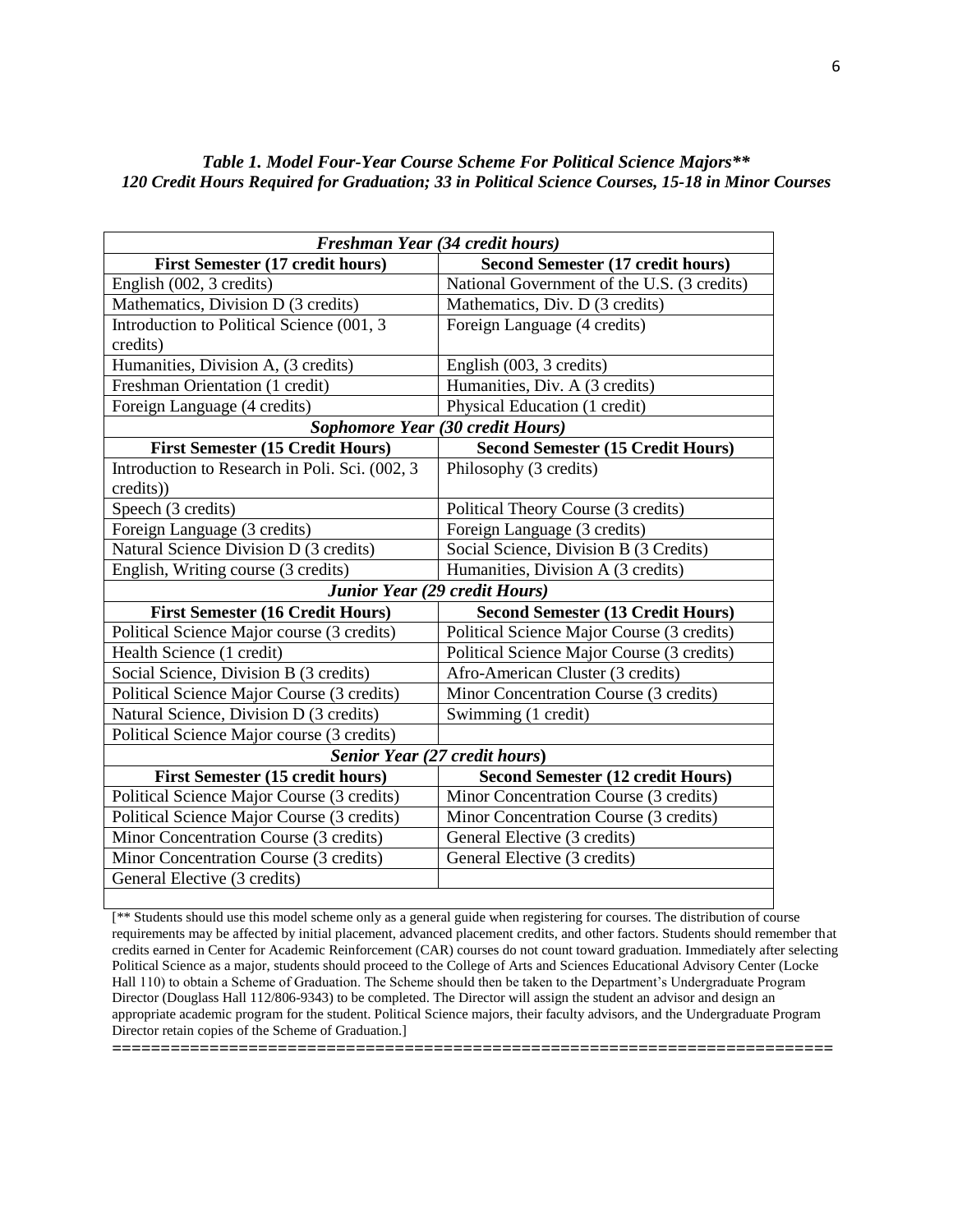***Table 1. Model Four-Year Course Scheme For Political Science Majors\*\****
***120 Credit Hours Required for Graduation; 33 in Political Science Courses, 15-18 in Minor Courses***

| ***Freshman Year (34 credit hours)*** | |
|---|---|
| **First Semester (17 credit hours)** | **Second Semester (17 credit hours)** |
| English (002, 3 credits) | National Government of the U.S. (3 credits) |
| Mathematics, Division D (3 credits) | Mathematics, Div. D (3 credits) |
| Introduction to Political Science (001, 3 credits) | Foreign Language (4 credits) |
| Humanities, Division A, (3 credits) | English (003, 3 credits) |
| Freshman Orientation (1 credit) | Humanities, Div. A (3 credits) |
| Foreign Language (4 credits) | Physical Education (1 credit) |
| ***Sophomore Year (30 credit Hours)*** | |
| **First Semester (15 Credit Hours)** | **Second Semester (15 Credit Hours)** |
| Introduction to Research in Poli. Sci. (002, 3 credits)) | Philosophy (3 credits) |
| Speech (3 credits) | Political Theory Course (3 credits) |
| Foreign Language (3 credits) | Foreign Language (3 credits) |
| Natural Science Division D (3 credits) | Social Science, Division B (3 Credits) |
| English, Writing course (3 credits) | Humanities, Division A (3 credits) |
| ***Junior Year (29 credit Hours)*** | |
| **First Semester (16 Credit Hours)** | **Second Semester (13 Credit Hours)** |
| Political Science Major course (3 credits) | Political Science Major Course (3 credits) |
| Health Science (1 credit) | Political Science Major Course (3 credits) |
| Social Science, Division B (3 credits) | Afro-American Cluster (3 credits) |
| Political Science Major Course (3 credits) | Minor Concentration Course (3 credits) |
| Natural Science, Division D (3 credits) | Swimming (1 credit) |
| Political Science Major course (3 credits) | |
| ***Senior Year (27 credit hours)*** | |
| **First Semester (15 credit hours)** | **Second Semester (12 credit Hours)** |
| Political Science Major Course (3 credits) | Minor Concentration Course (3 credits) |
| Political Science Major Course (3 credits) | Minor Concentration Course (3 credits) |
| Minor Concentration Course (3 credits) | General Elective (3 credits) |
| Minor Concentration Course (3 credits) | General Elective (3 credits) |
| General Elective (3 credits) | |

[** Students should use this model scheme only as a general guide when registering for courses. The distribution of course requirements may be affected by initial placement, advanced placement credits, and other factors. Students should remember that credits earned in Center for Academic Reinforcement (CAR) courses do not count toward graduation. Immediately after selecting Political Science as a major, students should proceed to the College of Arts and Sciences Educational Advisory Center (Locke Hall 110) to obtain a Scheme of Graduation. The Scheme should then be taken to the Department's Undergraduate Program Director (Douglass Hall 112/806-9343) to be completed. The Director will assign the student an advisor and design an appropriate academic program for the student. Political Science majors, their faculty advisors, and the Undergraduate Program Director retain copies of the Scheme of Graduation.]

==========================================================================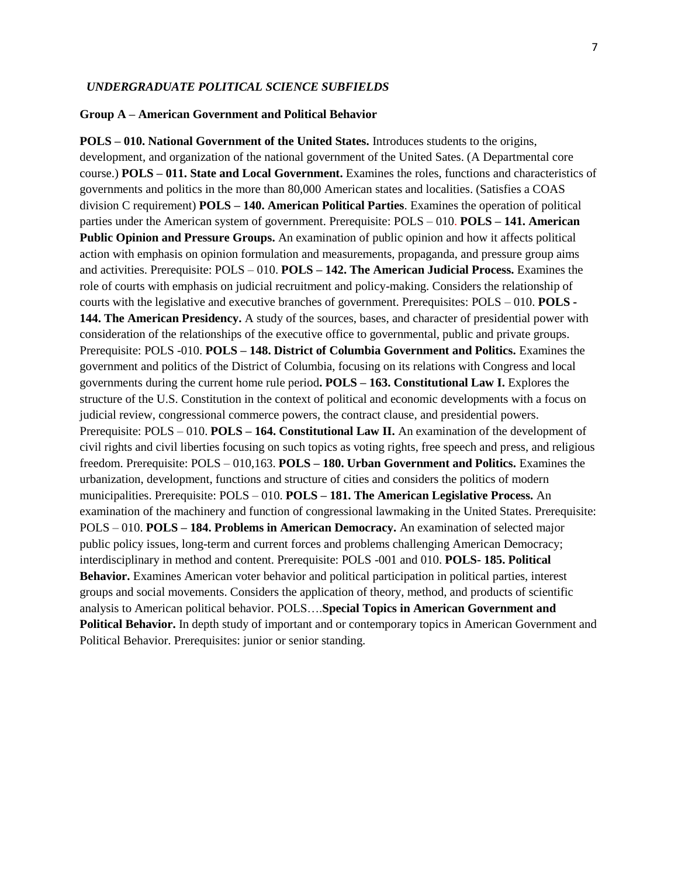*UNDERGRADUATE POLITICAL SCIENCE SUBFIELDS*

**Group A – American Government and Political Behavior**

**POLS – 010. National Government of the United States.** Introduces students to the origins, development, and organization of the national government of the United Sates. (A Departmental core course.) **POLS – 011. State and Local Government.** Examines the roles, functions and characteristics of governments and politics in the more than 80,000 American states and localities. (Satisfies a COAS division C requirement) **POLS – 140. American Political Parties**. Examines the operation of political parties under the American system of government. Prerequisite: POLS – 010. **POLS – 141. American Public Opinion and Pressure Groups.** An examination of public opinion and how it affects political action with emphasis on opinion formulation and measurements, propaganda, and pressure group aims and activities. Prerequisite: POLS – 010. **POLS – 142. The American Judicial Process.** Examines the role of courts with emphasis on judicial recruitment and policy-making. Considers the relationship of courts with the legislative and executive branches of government. Prerequisites: POLS – 010. **POLS - 144. The American Presidency.** A study of the sources, bases, and character of presidential power with consideration of the relationships of the executive office to governmental, public and private groups. Prerequisite: POLS -010. **POLS – 148. District of Columbia Government and Politics.** Examines the government and politics of the District of Columbia, focusing on its relations with Congress and local governments during the current home rule period**. POLS – 163. Constitutional Law I.** Explores the structure of the U.S. Constitution in the context of political and economic developments with a focus on judicial review, congressional commerce powers, the contract clause, and presidential powers. Prerequisite: POLS – 010. **POLS – 164. Constitutional Law II.** An examination of the development of civil rights and civil liberties focusing on such topics as voting rights, free speech and press, and religious freedom. Prerequisite: POLS – 010,163. **POLS – 180. Urban Government and Politics.** Examines the urbanization, development, functions and structure of cities and considers the politics of modern municipalities. Prerequisite: POLS – 010. **POLS – 181. The American Legislative Process.** An examination of the machinery and function of congressional lawmaking in the United States. Prerequisite: POLS – 010. **POLS – 184. Problems in American Democracy.** An examination of selected major public policy issues, long-term and current forces and problems challenging American Democracy; interdisciplinary in method and content. Prerequisite: POLS -001 and 010. **POLS- 185. Political Behavior.** Examines American voter behavior and political participation in political parties, interest groups and social movements. Considers the application of theory, method, and products of scientific analysis to American political behavior. POLS….**Special Topics in American Government and Political Behavior.** In depth study of important and or contemporary topics in American Government and Political Behavior. Prerequisites: junior or senior standing.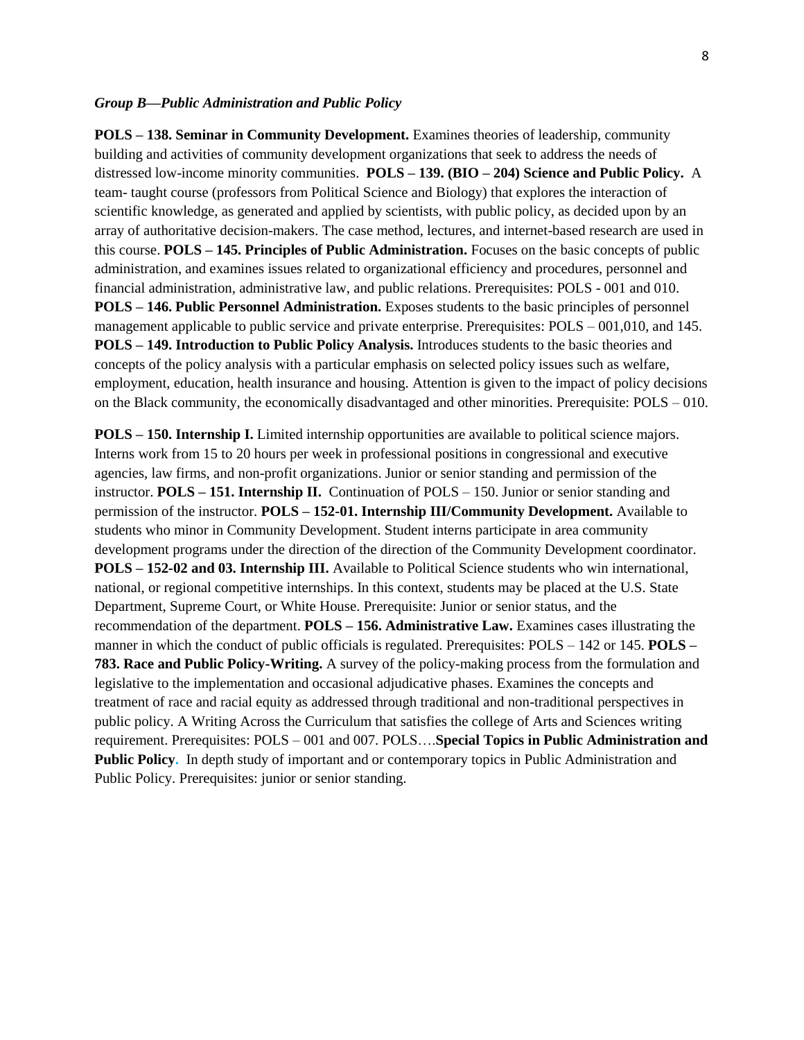*Group B—Public Administration and Public Policy*

**POLS – 138. Seminar in Community Development.** Examines theories of leadership, community building and activities of community development organizations that seek to address the needs of distressed low-income minority communities. **POLS – 139. (BIO – 204) Science and Public Policy.** A team- taught course (professors from Political Science and Biology) that explores the interaction of scientific knowledge, as generated and applied by scientists, with public policy, as decided upon by an array of authoritative decision-makers. The case method, lectures, and internet-based research are used in this course. **POLS – 145. Principles of Public Administration.** Focuses on the basic concepts of public administration, and examines issues related to organizational efficiency and procedures, personnel and financial administration, administrative law, and public relations. Prerequisites: POLS - 001 and 010. **POLS – 146. Public Personnel Administration.** Exposes students to the basic principles of personnel management applicable to public service and private enterprise. Prerequisites: POLS – 001,010, and 145. **POLS – 149. Introduction to Public Policy Analysis.** Introduces students to the basic theories and concepts of the policy analysis with a particular emphasis on selected policy issues such as welfare, employment, education, health insurance and housing. Attention is given to the impact of policy decisions on the Black community, the economically disadvantaged and other minorities. Prerequisite: POLS – 010.

**POLS – 150. Internship I.** Limited internship opportunities are available to political science majors. Interns work from 15 to 20 hours per week in professional positions in congressional and executive agencies, law firms, and non-profit organizations. Junior or senior standing and permission of the instructor. **POLS – 151. Internship II.** Continuation of POLS – 150. Junior or senior standing and permission of the instructor. **POLS – 152-01. Internship III/Community Development.** Available to students who minor in Community Development. Student interns participate in area community development programs under the direction of the direction of the Community Development coordinator. **POLS – 152-02 and 03. Internship III.** Available to Political Science students who win international, national, or regional competitive internships. In this context, students may be placed at the U.S. State Department, Supreme Court, or White House. Prerequisite: Junior or senior status, and the recommendation of the department. **POLS – 156. Administrative Law.** Examines cases illustrating the manner in which the conduct of public officials is regulated. Prerequisites: POLS – 142 or 145. **POLS – 783. Race and Public Policy-Writing.** A survey of the policy-making process from the formulation and legislative to the implementation and occasional adjudicative phases. Examines the concepts and treatment of race and racial equity as addressed through traditional and non-traditional perspectives in public policy. A Writing Across the Curriculum that satisfies the college of Arts and Sciences writing requirement. Prerequisites: POLS – 001 and 007. POLS….**Special Topics in Public Administration and Public Policy.** In depth study of important and or contemporary topics in Public Administration and Public Policy. Prerequisites: junior or senior standing.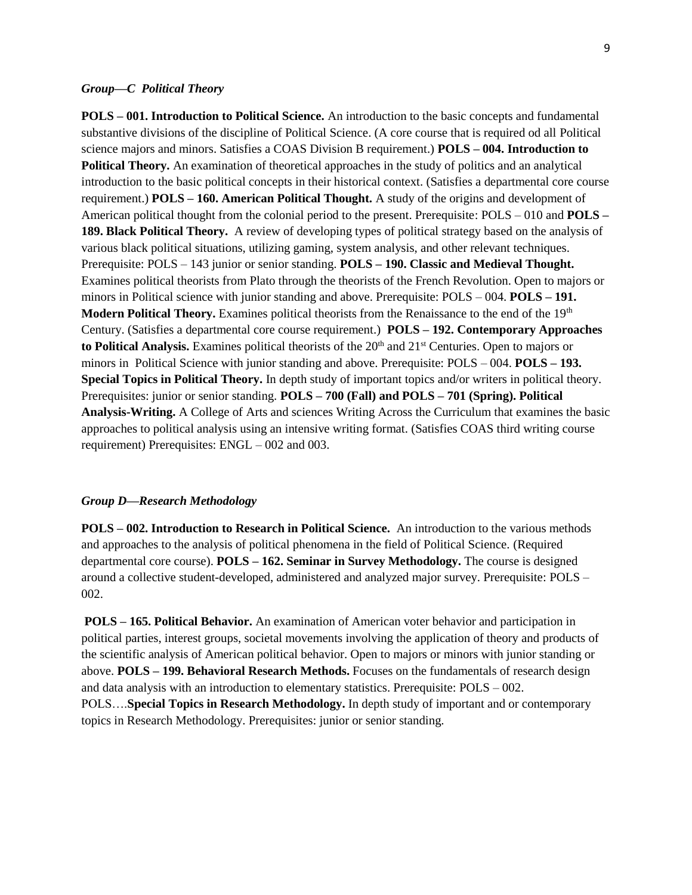*Group—C  Political Theory*

**POLS – 001. Introduction to Political Science.** An introduction to the basic concepts and fundamental substantive divisions of the discipline of Political Science. (A core course that is required od all Political science majors and minors. Satisfies a COAS Division B requirement.) **POLS – 004. Introduction to Political Theory.** An examination of theoretical approaches in the study of politics and an analytical introduction to the basic political concepts in their historical context. (Satisfies a departmental core course requirement.) **POLS – 160. American Political Thought.** A study of the origins and development of American political thought from the colonial period to the present. Prerequisite: POLS – 010 and **POLS – 189. Black Political Theory.** A review of developing types of political strategy based on the analysis of various black political situations, utilizing gaming, system analysis, and other relevant techniques. Prerequisite: POLS – 143 junior or senior standing. **POLS – 190. Classic and Medieval Thought.** Examines political theorists from Plato through the theorists of the French Revolution. Open to majors or minors in Political science with junior standing and above. Prerequisite: POLS – 004. **POLS – 191. Modern Political Theory.** Examines political theorists from the Renaissance to the end of the 19th Century. (Satisfies a departmental core course requirement.) **POLS – 192. Contemporary Approaches to Political Analysis.** Examines political theorists of the 20th and 21st Centuries. Open to majors or minors in Political Science with junior standing and above. Prerequisite: POLS – 004. **POLS – 193. Special Topics in Political Theory.** In depth study of important topics and/or writers in political theory. Prerequisites: junior or senior standing. **POLS – 700 (Fall) and POLS – 701 (Spring). Political Analysis-Writing.** A College of Arts and sciences Writing Across the Curriculum that examines the basic approaches to political analysis using an intensive writing format. (Satisfies COAS third writing course requirement) Prerequisites: ENGL – 002 and 003.

*Group D—Research Methodology*

**POLS – 002. Introduction to Research in Political Science.** An introduction to the various methods and approaches to the analysis of political phenomena in the field of Political Science. (Required departmental core course). **POLS – 162. Seminar in Survey Methodology.** The course is designed around a collective student-developed, administered and analyzed major survey. Prerequisite: POLS – 002.

**POLS – 165. Political Behavior.** An examination of American voter behavior and participation in political parties, interest groups, societal movements involving the application of theory and products of the scientific analysis of American political behavior. Open to majors or minors with junior standing or above. **POLS – 199. Behavioral Research Methods.** Focuses on the fundamentals of research design and data analysis with an introduction to elementary statistics. Prerequisite: POLS – 002. POLS….**Special Topics in Research Methodology.** In depth study of important and or contemporary topics in Research Methodology. Prerequisites: junior or senior standing.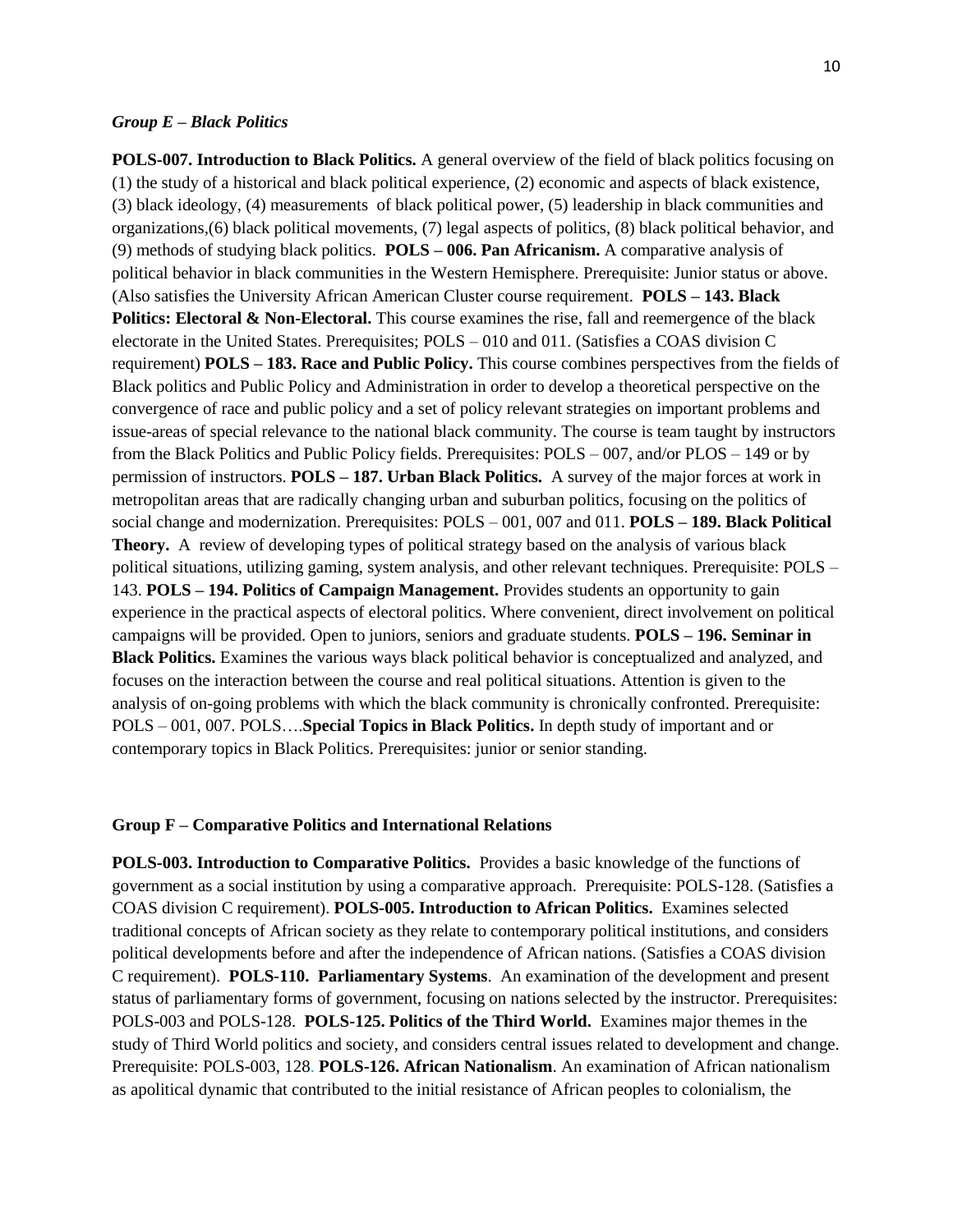***Group E – Black Politics***

**POLS-007. Introduction to Black Politics.** A general overview of the field of black politics focusing on (1) the study of a historical and black political experience, (2) economic and aspects of black existence, (3) black ideology, (4) measurements of black political power, (5) leadership in black communities and organizations,(6) black political movements, (7) legal aspects of politics, (8) black political behavior, and (9) methods of studying black politics. **POLS – 006. Pan Africanism.** A comparative analysis of political behavior in black communities in the Western Hemisphere. Prerequisite: Junior status or above. (Also satisfies the University African American Cluster course requirement. **POLS – 143. Black Politics: Electoral & Non-Electoral.** This course examines the rise, fall and reemergence of the black electorate in the United States. Prerequisites; POLS – 010 and 011. (Satisfies a COAS division C requirement) **POLS – 183. Race and Public Policy.** This course combines perspectives from the fields of Black politics and Public Policy and Administration in order to develop a theoretical perspective on the convergence of race and public policy and a set of policy relevant strategies on important problems and issue-areas of special relevance to the national black community. The course is team taught by instructors from the Black Politics and Public Policy fields. Prerequisites: POLS – 007, and/or PLOS – 149 or by permission of instructors. **POLS – 187. Urban Black Politics.** A survey of the major forces at work in metropolitan areas that are radically changing urban and suburban politics, focusing on the politics of social change and modernization. Prerequisites: POLS – 001, 007 and 011. **POLS – 189. Black Political Theory.** A review of developing types of political strategy based on the analysis of various black political situations, utilizing gaming, system analysis, and other relevant techniques. Prerequisite: POLS – 143. **POLS – 194. Politics of Campaign Management.** Provides students an opportunity to gain experience in the practical aspects of electoral politics. Where convenient, direct involvement on political campaigns will be provided. Open to juniors, seniors and graduate students. **POLS – 196. Seminar in Black Politics.** Examines the various ways black political behavior is conceptualized and analyzed, and focuses on the interaction between the course and real political situations. Attention is given to the analysis of on-going problems with which the black community is chronically confronted. Prerequisite: POLS – 001, 007. POLS….**Special Topics in Black Politics.** In depth study of important and or contemporary topics in Black Politics. Prerequisites: junior or senior standing.

**Group F – Comparative Politics and International Relations**

**POLS-003. Introduction to Comparative Politics.** Provides a basic knowledge of the functions of government as a social institution by using a comparative approach. Prerequisite: POLS-128. (Satisfies a COAS division C requirement). **POLS-005. Introduction to African Politics.** Examines selected traditional concepts of African society as they relate to contemporary political institutions, and considers political developments before and after the independence of African nations. (Satisfies a COAS division C requirement). **POLS-110. Parliamentary Systems**. An examination of the development and present status of parliamentary forms of government, focusing on nations selected by the instructor. Prerequisites: POLS-003 and POLS-128. **POLS-125. Politics of the Third World.** Examines major themes in the study of Third World politics and society, and considers central issues related to development and change. Prerequisite: POLS-003, 128. **POLS-126. African Nationalism**. An examination of African nationalism as apolitical dynamic that contributed to the initial resistance of African peoples to colonialism, the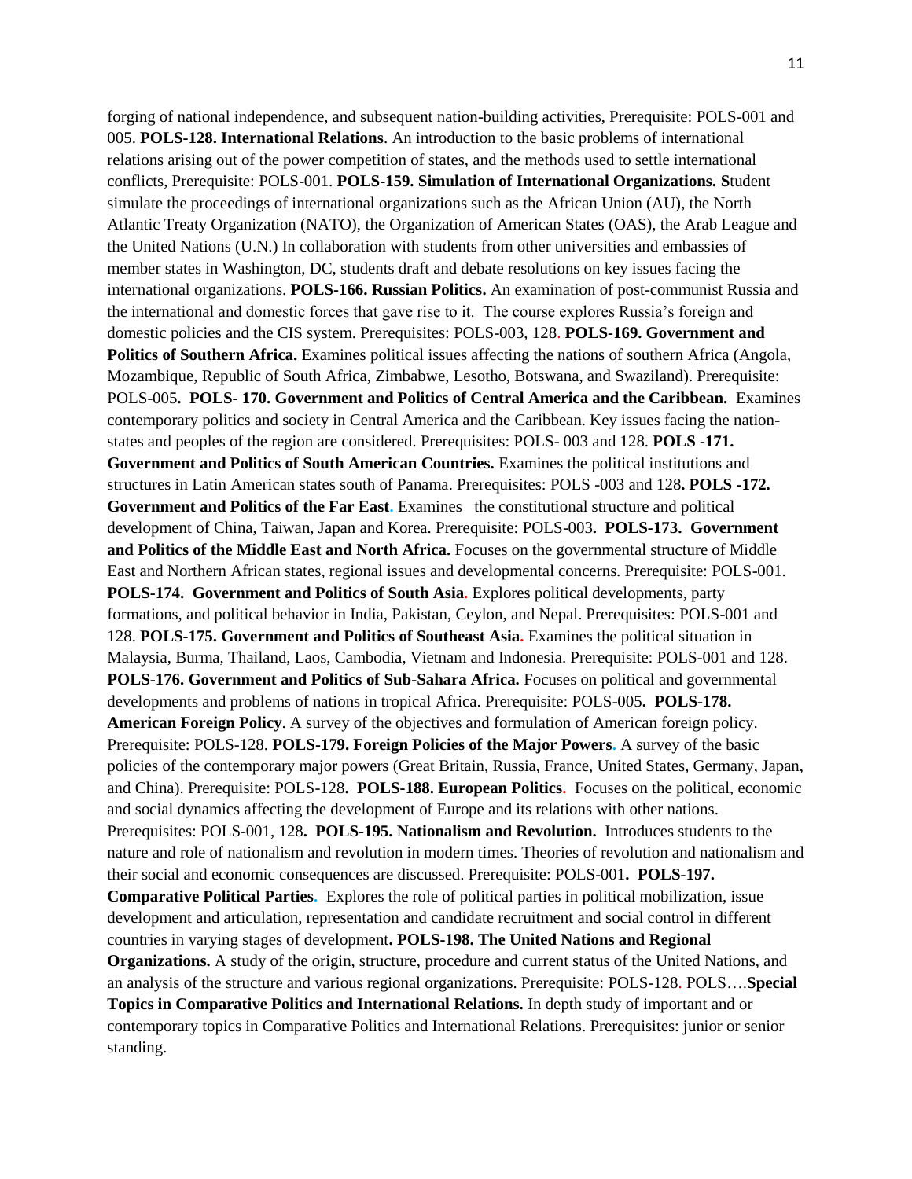forging of national independence, and subsequent nation-building activities, Prerequisite: POLS-001 and 005. **POLS-128. International Relations**. An introduction to the basic problems of international relations arising out of the power competition of states, and the methods used to settle international conflicts, Prerequisite: POLS-001. **POLS-159. Simulation of International Organizations. S**tudent simulate the proceedings of international organizations such as the African Union (AU), the North Atlantic Treaty Organization (NATO), the Organization of American States (OAS), the Arab League and the United Nations (U.N.) In collaboration with students from other universities and embassies of member states in Washington, DC, students draft and debate resolutions on key issues facing the international organizations. **POLS-166. Russian Politics.** An examination of post-communist Russia and the international and domestic forces that gave rise to it. The course explores Russia's foreign and domestic policies and the CIS system. Prerequisites: POLS-003, 128. **POLS-169. Government and Politics of Southern Africa.** Examines political issues affecting the nations of southern Africa (Angola, Mozambique, Republic of South Africa, Zimbabwe, Lesotho, Botswana, and Swaziland). Prerequisite: POLS-005**. POLS- 170. Government and Politics of Central America and the Caribbean.** Examines contemporary politics and society in Central America and the Caribbean. Key issues facing the nation-states and peoples of the region are considered. Prerequisites: POLS- 003 and 128. **POLS -171. Government and Politics of South American Countries.** Examines the political institutions and structures in Latin American states south of Panama. Prerequisites: POLS -003 and 128**. POLS -172. Government and Politics of the Far East.** Examines the constitutional structure and political development of China, Taiwan, Japan and Korea. Prerequisite: POLS-003**. POLS-173. Government and Politics of the Middle East and North Africa.** Focuses on the governmental structure of Middle East and Northern African states, regional issues and developmental concerns. Prerequisite: POLS-001. **POLS-174. Government and Politics of South Asia.** Explores political developments, party formations, and political behavior in India, Pakistan, Ceylon, and Nepal. Prerequisites: POLS-001 and 128. **POLS-175. Government and Politics of Southeast Asia.** Examines the political situation in Malaysia, Burma, Thailand, Laos, Cambodia, Vietnam and Indonesia. Prerequisite: POLS-001 and 128. **POLS-176. Government and Politics of Sub-Sahara Africa.** Focuses on political and governmental developments and problems of nations in tropical Africa. Prerequisite: POLS-005**. POLS-178. American Foreign Policy**. A survey of the objectives and formulation of American foreign policy. Prerequisite: POLS-128. **POLS-179. Foreign Policies of the Major Powers.** A survey of the basic policies of the contemporary major powers (Great Britain, Russia, France, United States, Germany, Japan, and China). Prerequisite: POLS-128**. POLS-188. European Politics.** Focuses on the political, economic and social dynamics affecting the development of Europe and its relations with other nations. Prerequisites: POLS-001, 128**. POLS-195. Nationalism and Revolution.** Introduces students to the nature and role of nationalism and revolution in modern times. Theories of revolution and nationalism and their social and economic consequences are discussed. Prerequisite: POLS-001**. POLS-197. Comparative Political Parties.** Explores the role of political parties in political mobilization, issue development and articulation, representation and candidate recruitment and social control in different countries in varying stages of development**. POLS-198. The United Nations and Regional Organizations.** A study of the origin, structure, procedure and current status of the United Nations, and an analysis of the structure and various regional organizations. Prerequisite: POLS-128. POLS….**Special Topics in Comparative Politics and International Relations.** In depth study of important and or contemporary topics in Comparative Politics and International Relations. Prerequisites: junior or senior standing.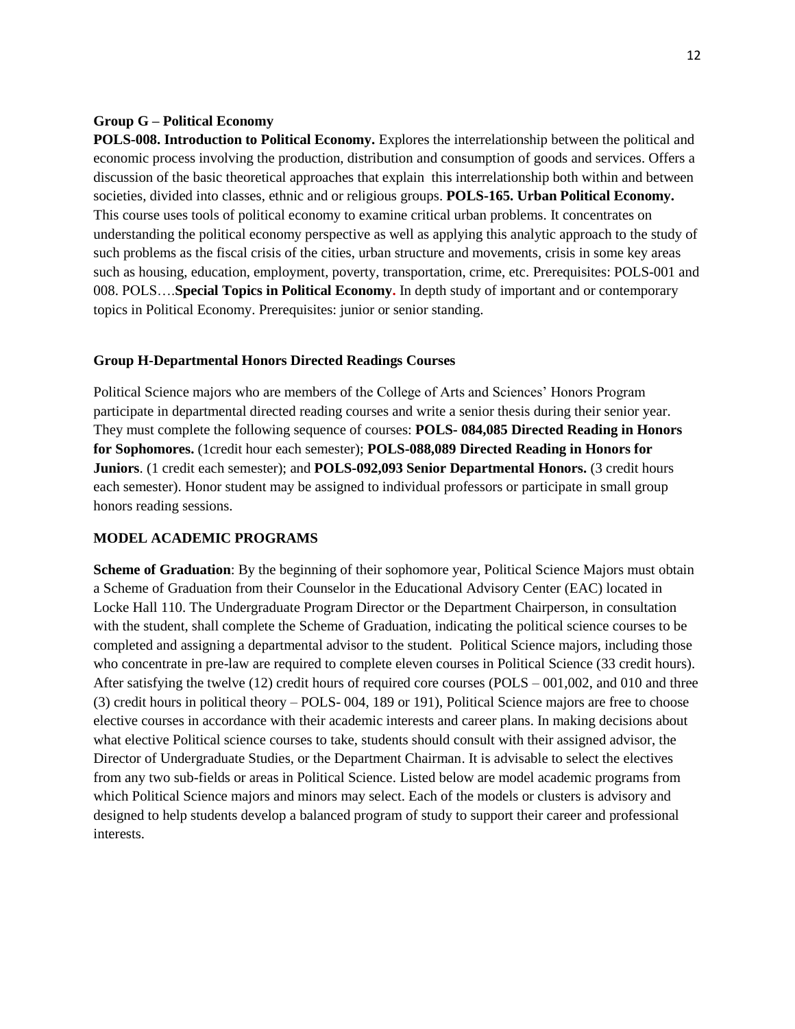**Group G – Political Economy**

**POLS-008. Introduction to Political Economy.** Explores the interrelationship between the political and economic process involving the production, distribution and consumption of goods and services. Offers a discussion of the basic theoretical approaches that explain this interrelationship both within and between societies, divided into classes, ethnic and or religious groups. **POLS-165. Urban Political Economy.** This course uses tools of political economy to examine critical urban problems. It concentrates on understanding the political economy perspective as well as applying this analytic approach to the study of such problems as the fiscal crisis of the cities, urban structure and movements, crisis in some key areas such as housing, education, employment, poverty, transportation, crime, etc. Prerequisites: POLS-001 and 008. POLS….**Special Topics in Political Economy.** In depth study of important and or contemporary topics in Political Economy. Prerequisites: junior or senior standing.

**Group H-Departmental Honors Directed Readings Courses**

Political Science majors who are members of the College of Arts and Sciences' Honors Program participate in departmental directed reading courses and write a senior thesis during their senior year. They must complete the following sequence of courses: **POLS- 084,085 Directed Reading in Honors for Sophomores.** (1credit hour each semester); **POLS-088,089 Directed Reading in Honors for Juniors**. (1 credit each semester); and **POLS-092,093 Senior Departmental Honors.** (3 credit hours each semester). Honor student may be assigned to individual professors or participate in small group honors reading sessions.

**MODEL ACADEMIC PROGRAMS**

**Scheme of Graduation**: By the beginning of their sophomore year, Political Science Majors must obtain a Scheme of Graduation from their Counselor in the Educational Advisory Center (EAC) located in Locke Hall 110. The Undergraduate Program Director or the Department Chairperson, in consultation with the student, shall complete the Scheme of Graduation, indicating the political science courses to be completed and assigning a departmental advisor to the student. Political Science majors, including those who concentrate in pre-law are required to complete eleven courses in Political Science (33 credit hours). After satisfying the twelve (12) credit hours of required core courses (POLS – 001,002, and 010 and three (3) credit hours in political theory – POLS- 004, 189 or 191), Political Science majors are free to choose elective courses in accordance with their academic interests and career plans. In making decisions about what elective Political science courses to take, students should consult with their assigned advisor, the Director of Undergraduate Studies, or the Department Chairman. It is advisable to select the electives from any two sub-fields or areas in Political Science. Listed below are model academic programs from which Political Science majors and minors may select. Each of the models or clusters is advisory and designed to help students develop a balanced program of study to support their career and professional interests.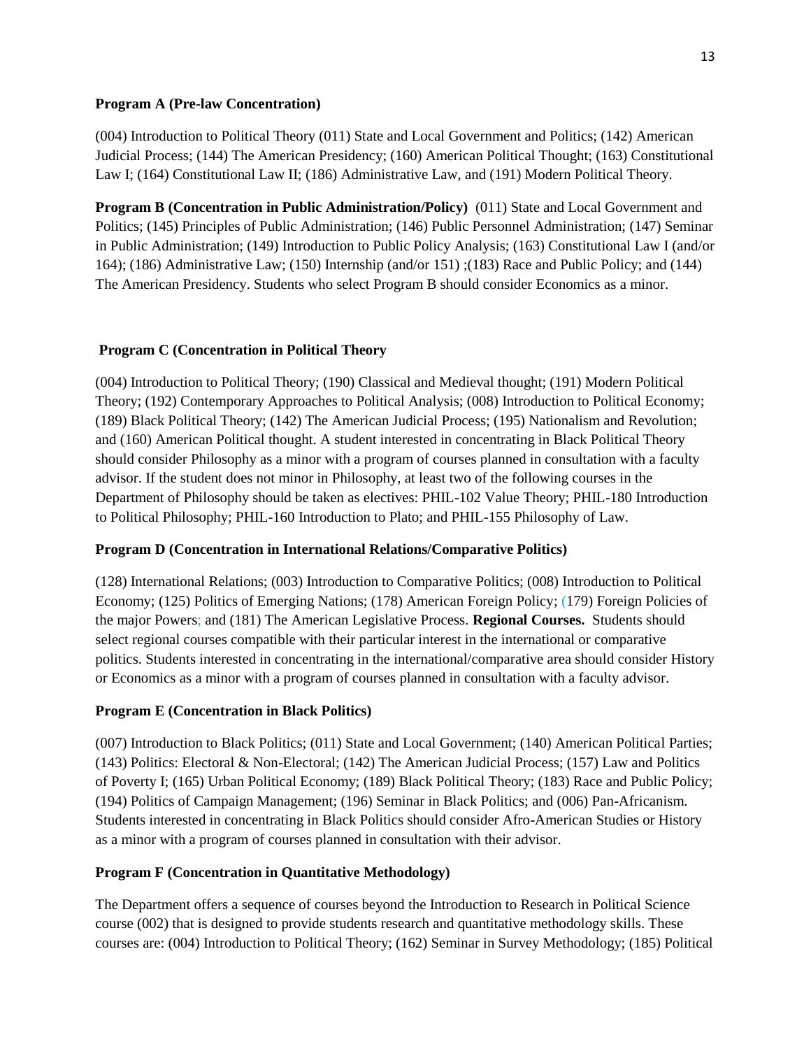**Program A (Pre-law Concentration)**

(004) Introduction to Political Theory (011) State and Local Government and Politics; (142) American Judicial Process; (144) The American Presidency; (160) American Political Thought; (163) Constitutional Law I; (164) Constitutional Law II; (186) Administrative Law, and (191) Modern Political Theory.

**Program B (Concentration in Public Administration/Policy)** (011) State and Local Government and Politics; (145) Principles of Public Administration; (146) Public Personnel Administration; (147) Seminar in Public Administration; (149) Introduction to Public Policy Analysis; (163) Constitutional Law I (and/or 164); (186) Administrative Law; (150) Internship (and/or 151) ;(183) Race and Public Policy; and (144) The American Presidency. Students who select Program B should consider Economics as a minor.

**Program C (Concentration in Political Theory**

(004) Introduction to Political Theory; (190) Classical and Medieval thought; (191) Modern Political Theory; (192) Contemporary Approaches to Political Analysis; (008) Introduction to Political Economy; (189) Black Political Theory; (142) The American Judicial Process; (195) Nationalism and Revolution; and (160) American Political thought. A student interested in concentrating in Black Political Theory should consider Philosophy as a minor with a program of courses planned in consultation with a faculty advisor. If the student does not minor in Philosophy, at least two of the following courses in the Department of Philosophy should be taken as electives: PHIL-102 Value Theory; PHIL-180 Introduction to Political Philosophy; PHIL-160 Introduction to Plato; and PHIL-155 Philosophy of Law.

**Program D (Concentration in International Relations/Comparative Politics)**

(128) International Relations; (003) Introduction to Comparative Politics; (008) Introduction to Political Economy; (125) Politics of Emerging Nations; (178) American Foreign Policy; (179) Foreign Policies of the major Powers; and (181) The American Legislative Process. **Regional Courses.** Students should select regional courses compatible with their particular interest in the international or comparative politics. Students interested in concentrating in the international/comparative area should consider History or Economics as a minor with a program of courses planned in consultation with a faculty advisor.

**Program E (Concentration in Black Politics)**

(007) Introduction to Black Politics; (011) State and Local Government; (140) American Political Parties; (143) Politics: Electoral & Non-Electoral; (142) The American Judicial Process; (157) Law and Politics of Poverty I; (165) Urban Political Economy; (189) Black Political Theory; (183) Race and Public Policy; (194) Politics of Campaign Management; (196) Seminar in Black Politics; and (006) Pan-Africanism. Students interested in concentrating in Black Politics should consider Afro-American Studies or History as a minor with a program of courses planned in consultation with their advisor.

**Program F (Concentration in Quantitative Methodology)**

The Department offers a sequence of courses beyond the Introduction to Research in Political Science course (002) that is designed to provide students research and quantitative methodology skills. These courses are: (004) Introduction to Political Theory; (162) Seminar in Survey Methodology; (185) Political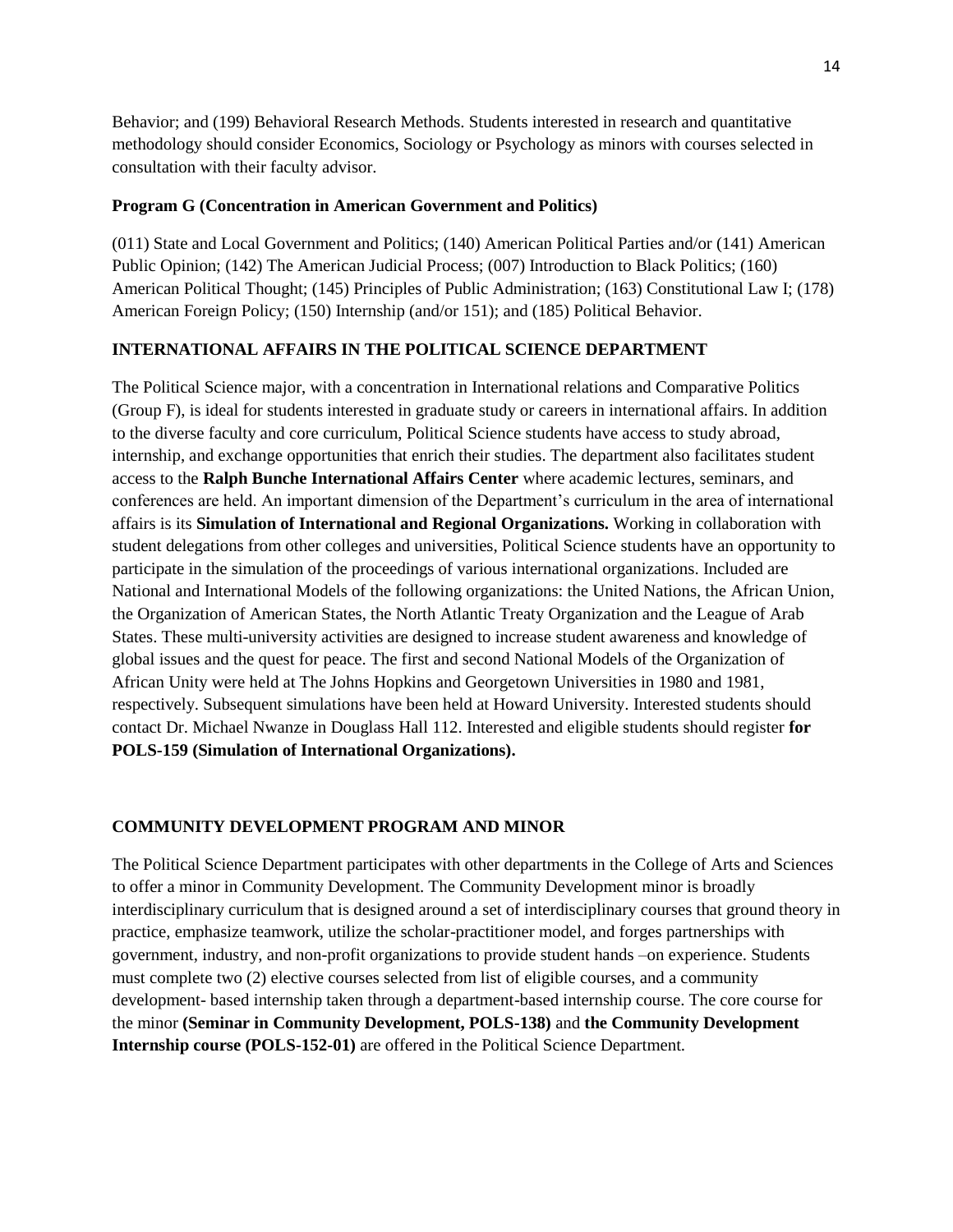Behavior; and (199) Behavioral Research Methods. Students interested in research and quantitative methodology should consider Economics, Sociology or Psychology as minors with courses selected in consultation with their faculty advisor.

**Program G (Concentration in American Government and Politics)**

(011) State and Local Government and Politics; (140) American Political Parties and/or (141) American Public Opinion; (142) The American Judicial Process; (007) Introduction to Black Politics; (160) American Political Thought; (145) Principles of Public Administration; (163) Constitutional Law I; (178) American Foreign Policy; (150) Internship (and/or 151); and (185) Political Behavior.

## INTERNATIONAL AFFAIRS IN THE POLITICAL SCIENCE DEPARTMENT

The Political Science major, with a concentration in International relations and Comparative Politics (Group F), is ideal for students interested in graduate study or careers in international affairs. In addition to the diverse faculty and core curriculum, Political Science students have access to study abroad, internship, and exchange opportunities that enrich their studies. The department also facilitates student access to the **Ralph Bunche International Affairs Center** where academic lectures, seminars, and conferences are held. An important dimension of the Department's curriculum in the area of international affairs is its **Simulation of International and Regional Organizations.** Working in collaboration with student delegations from other colleges and universities, Political Science students have an opportunity to participate in the simulation of the proceedings of various international organizations. Included are National and International Models of the following organizations: the United Nations, the African Union, the Organization of American States, the North Atlantic Treaty Organization and the League of Arab States. These multi-university activities are designed to increase student awareness and knowledge of global issues and the quest for peace. The first and second National Models of the Organization of African Unity were held at The Johns Hopkins and Georgetown Universities in 1980 and 1981, respectively. Subsequent simulations have been held at Howard University. Interested students should contact Dr. Michael Nwanze in Douglass Hall 112. Interested and eligible students should register **for POLS-159 (Simulation of International Organizations).**

## COMMUNITY DEVELOPMENT PROGRAM AND MINOR

The Political Science Department participates with other departments in the College of Arts and Sciences to offer a minor in Community Development. The Community Development minor is broadly interdisciplinary curriculum that is designed around a set of interdisciplinary courses that ground theory in practice, emphasize teamwork, utilize the scholar-practitioner model, and forges partnerships with government, industry, and non-profit organizations to provide student hands –on experience. Students must complete two (2) elective courses selected from list of eligible courses, and a community development- based internship taken through a department-based internship course. The core course for the minor **(Seminar in Community Development, POLS-138)** and **the Community Development Internship course (POLS-152-01)** are offered in the Political Science Department.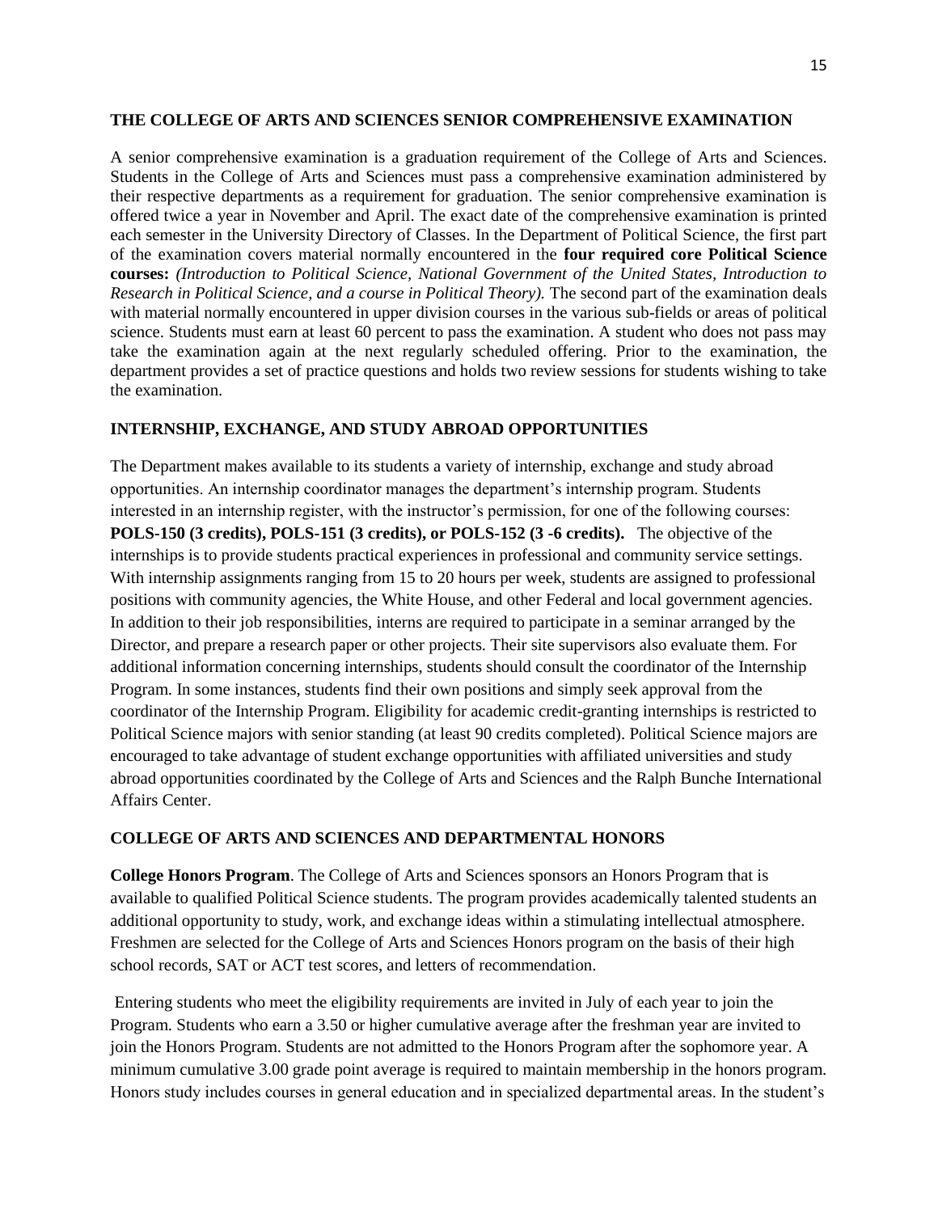### THE COLLEGE OF ARTS AND SCIENCES SENIOR COMPREHENSIVE EXAMINATION

A senior comprehensive examination is a graduation requirement of the College of Arts and Sciences. Students in the College of Arts and Sciences must pass a comprehensive examination administered by their respective departments as a requirement for graduation. The senior comprehensive examination is offered twice a year in November and April. The exact date of the comprehensive examination is printed each semester in the University Directory of Classes. In the Department of Political Science, the first part of the examination covers material normally encountered in the **four required core Political Science courses:** *(Introduction to Political Science, National Government of the United States, Introduction to Research in Political Science, and a course in Political Theory).* The second part of the examination deals with material normally encountered in upper division courses in the various sub-fields or areas of political science. Students must earn at least 60 percent to pass the examination. A student who does not pass may take the examination again at the next regularly scheduled offering. Prior to the examination, the department provides a set of practice questions and holds two review sessions for students wishing to take the examination.

### INTERNSHIP, EXCHANGE, AND STUDY ABROAD OPPORTUNITIES

The Department makes available to its students a variety of internship, exchange and study abroad opportunities. An internship coordinator manages the department's internship program. Students interested in an internship register, with the instructor's permission, for one of the following courses: **POLS-150 (3 credits), POLS-151 (3 credits), or POLS-152 (3 -6 credits).** The objective of the internships is to provide students practical experiences in professional and community service settings. With internship assignments ranging from 15 to 20 hours per week, students are assigned to professional positions with community agencies, the White House, and other Federal and local government agencies. In addition to their job responsibilities, interns are required to participate in a seminar arranged by the Director, and prepare a research paper or other projects. Their site supervisors also evaluate them. For additional information concerning internships, students should consult the coordinator of the Internship Program. In some instances, students find their own positions and simply seek approval from the coordinator of the Internship Program. Eligibility for academic credit-granting internships is restricted to Political Science majors with senior standing (at least 90 credits completed). Political Science majors are encouraged to take advantage of student exchange opportunities with affiliated universities and study abroad opportunities coordinated by the College of Arts and Sciences and the Ralph Bunche International Affairs Center.

### COLLEGE OF ARTS AND SCIENCES AND DEPARTMENTAL HONORS

**College Honors Program**. The College of Arts and Sciences sponsors an Honors Program that is available to qualified Political Science students. The program provides academically talented students an additional opportunity to study, work, and exchange ideas within a stimulating intellectual atmosphere. Freshmen are selected for the College of Arts and Sciences Honors program on the basis of their high school records, SAT or ACT test scores, and letters of recommendation.

Entering students who meet the eligibility requirements are invited in July of each year to join the Program. Students who earn a 3.50 or higher cumulative average after the freshman year are invited to join the Honors Program. Students are not admitted to the Honors Program after the sophomore year. A minimum cumulative 3.00 grade point average is required to maintain membership in the honors program. Honors study includes courses in general education and in specialized departmental areas. In the student's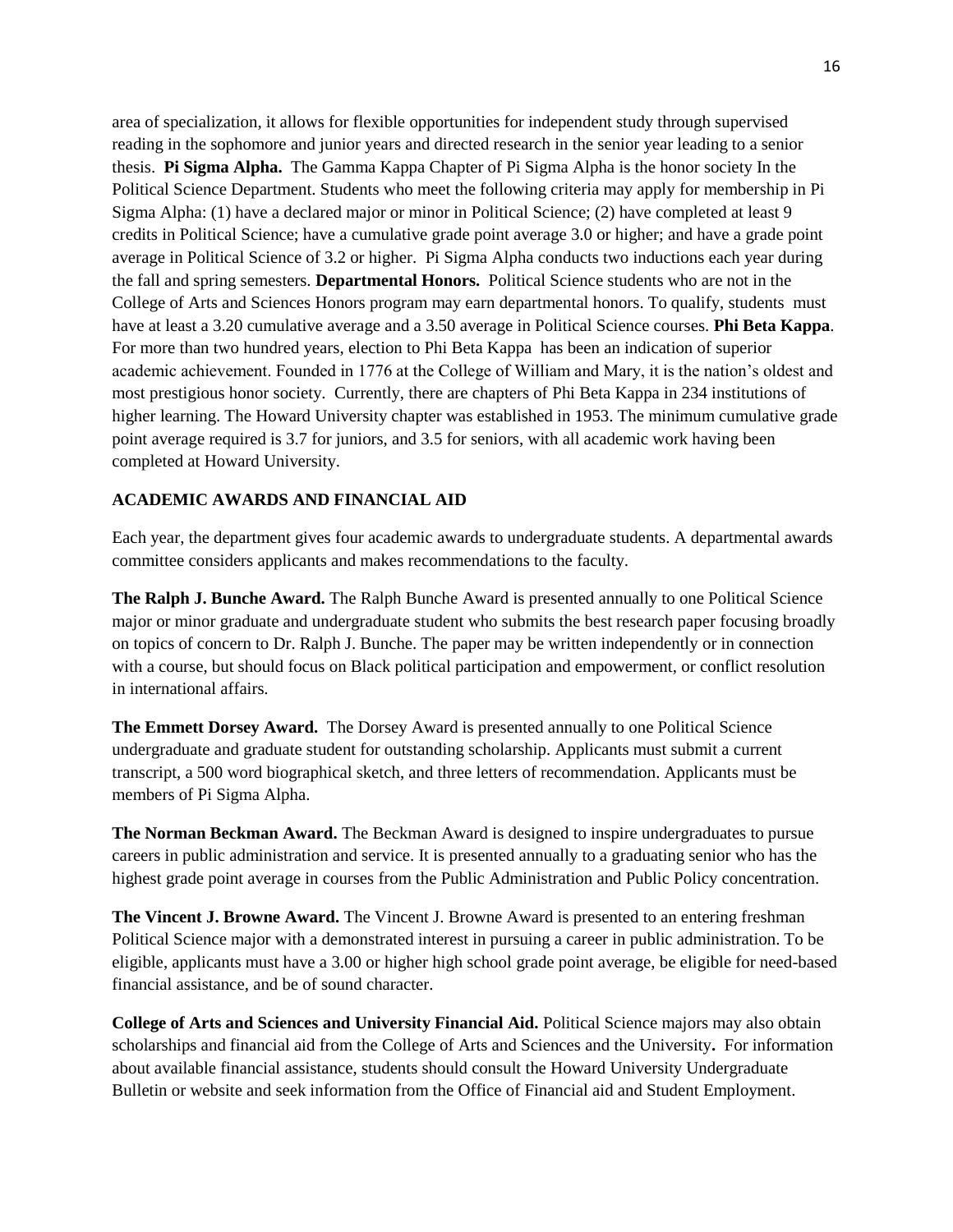area of specialization, it allows for flexible opportunities for independent study through supervised reading in the sophomore and junior years and directed research in the senior year leading to a senior thesis. **Pi Sigma Alpha.** The Gamma Kappa Chapter of Pi Sigma Alpha is the honor society In the Political Science Department. Students who meet the following criteria may apply for membership in Pi Sigma Alpha: (1) have a declared major or minor in Political Science; (2) have completed at least 9 credits in Political Science; have a cumulative grade point average 3.0 or higher; and have a grade point average in Political Science of 3.2 or higher. Pi Sigma Alpha conducts two inductions each year during the fall and spring semesters. **Departmental Honors.** Political Science students who are not in the College of Arts and Sciences Honors program may earn departmental honors. To qualify, students must have at least a 3.20 cumulative average and a 3.50 average in Political Science courses. **Phi Beta Kappa**. For more than two hundred years, election to Phi Beta Kappa has been an indication of superior academic achievement. Founded in 1776 at the College of William and Mary, it is the nation's oldest and most prestigious honor society. Currently, there are chapters of Phi Beta Kappa in 234 institutions of higher learning. The Howard University chapter was established in 1953. The minimum cumulative grade point average required is 3.7 for juniors, and 3.5 for seniors, with all academic work having been completed at Howard University.

## ACADEMIC AWARDS AND FINANCIAL AID

Each year, the department gives four academic awards to undergraduate students. A departmental awards committee considers applicants and makes recommendations to the faculty.

**The Ralph J. Bunche Award.** The Ralph Bunche Award is presented annually to one Political Science major or minor graduate and undergraduate student who submits the best research paper focusing broadly on topics of concern to Dr. Ralph J. Bunche. The paper may be written independently or in connection with a course, but should focus on Black political participation and empowerment, or conflict resolution in international affairs.

**The Emmett Dorsey Award.** The Dorsey Award is presented annually to one Political Science undergraduate and graduate student for outstanding scholarship. Applicants must submit a current transcript, a 500 word biographical sketch, and three letters of recommendation. Applicants must be members of Pi Sigma Alpha.

**The Norman Beckman Award.** The Beckman Award is designed to inspire undergraduates to pursue careers in public administration and service. It is presented annually to a graduating senior who has the highest grade point average in courses from the Public Administration and Public Policy concentration.

**The Vincent J. Browne Award.** The Vincent J. Browne Award is presented to an entering freshman Political Science major with a demonstrated interest in pursuing a career in public administration. To be eligible, applicants must have a 3.00 or higher high school grade point average, be eligible for need-based financial assistance, and be of sound character.

**College of Arts and Sciences and University Financial Aid.** Political Science majors may also obtain scholarships and financial aid from the College of Arts and Sciences and the University**.** For information about available financial assistance, students should consult the Howard University Undergraduate Bulletin or website and seek information from the Office of Financial aid and Student Employment.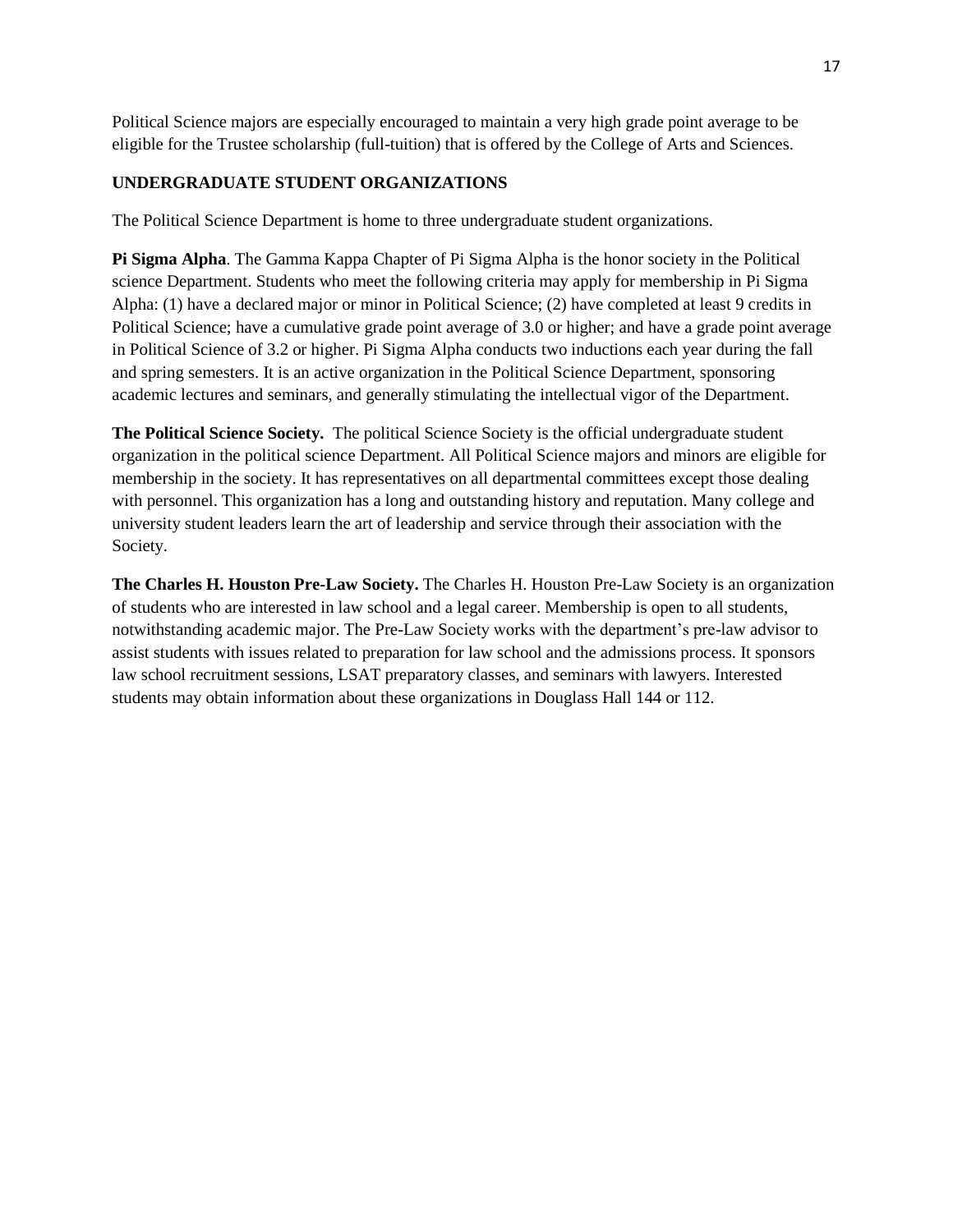Political Science majors are especially encouraged to maintain a very high grade point average to be eligible for the Trustee scholarship (full-tuition) that is offered by the College of Arts and Sciences.

## UNDERGRADUATE STUDENT ORGANIZATIONS

The Political Science Department is home to three undergraduate student organizations.

**Pi Sigma Alpha**. The Gamma Kappa Chapter of Pi Sigma Alpha is the honor society in the Political science Department. Students who meet the following criteria may apply for membership in Pi Sigma Alpha: (1) have a declared major or minor in Political Science; (2) have completed at least 9 credits in Political Science; have a cumulative grade point average of 3.0 or higher; and have a grade point average in Political Science of 3.2 or higher. Pi Sigma Alpha conducts two inductions each year during the fall and spring semesters. It is an active organization in the Political Science Department, sponsoring academic lectures and seminars, and generally stimulating the intellectual vigor of the Department.

**The Political Science Society.** The political Science Society is the official undergraduate student organization in the political science Department. All Political Science majors and minors are eligible for membership in the society. It has representatives on all departmental committees except those dealing with personnel. This organization has a long and outstanding history and reputation. Many college and university student leaders learn the art of leadership and service through their association with the Society.

**The Charles H. Houston Pre-Law Society.** The Charles H. Houston Pre-Law Society is an organization of students who are interested in law school and a legal career. Membership is open to all students, notwithstanding academic major. The Pre-Law Society works with the department's pre-law advisor to assist students with issues related to preparation for law school and the admissions process. It sponsors law school recruitment sessions, LSAT preparatory classes, and seminars with lawyers. Interested students may obtain information about these organizations in Douglass Hall 144 or 112.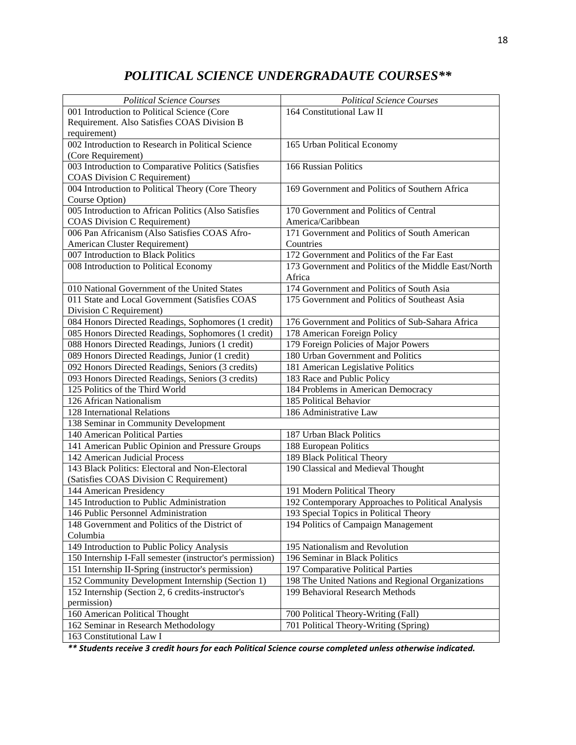## *POLITICAL SCIENCE UNDERGRADAUTE COURSES***

| *Political Science Courses* | *Political Science Courses* |
|---|---|
| 001 Introduction to Political Science (Core Requirement. Also Satisfies COAS Division B requirement) | 164 Constitutional Law II |
| 002 Introduction to Research in Political Science (Core Requirement) | 165 Urban Political Economy |
| 003 Introduction to Comparative Politics (Satisfies COAS Division C Requirement) | 166 Russian Politics |
| 004 Introduction to Political Theory (Core Theory Course Option) | 169 Government and Politics of Southern Africa |
| 005 Introduction to African Politics (Also Satisfies COAS Division C Requirement) | 170 Government and Politics of Central America/Caribbean |
| 006 Pan Africanism (Also Satisfies COAS Afro-American Cluster Requirement) | 171 Government and Politics of South American Countries |
| 007 Introduction to Black Politics | 172 Government and Politics of the Far East |
| 008 Introduction to Political Economy | 173 Government and Politics of the Middle East/North Africa |
| 010 National Government of the United States | 174 Government and Politics of South Asia |
| 011 State and Local Government (Satisfies COAS Division C Requirement) | 175 Government and Politics of Southeast Asia |
| 084 Honors Directed Readings, Sophomores (1 credit) | 176 Government and Politics of Sub-Sahara Africa |
| 085 Honors Directed Readings, Sophomores (1 credit) | 178 American Foreign Policy |
| 088 Honors Directed Readings, Juniors (1 credit) | 179 Foreign Policies of Major Powers |
| 089 Honors Directed Readings, Junior (1 credit) | 180 Urban Government and Politics |
| 092 Honors Directed Readings, Seniors (3 credits) | 181 American Legislative Politics |
| 093 Honors Directed Readings, Seniors (3 credits) | 183 Race and Public Policy |
| 125 Politics of the Third World | 184 Problems in American Democracy |
| 126 African Nationalism | 185 Political Behavior |
| 128 International Relations | 186 Administrative Law |
| 138 Seminar in Community Development | |
| 140 American Political Parties | 187 Urban Black Politics |
| 141 American Public Opinion and Pressure Groups | 188 European Politics |
| 142 American Judicial Process | 189 Black Political Theory |
| 143 Black Politics: Electoral and Non-Electoral (Satisfies COAS Division C Requirement) | 190 Classical and Medieval Thought |
| 144 American Presidency | 191 Modern Political Theory |
| 145 Introduction to Public Administration | 192 Contemporary Approaches to Political Analysis |
| 146 Public Personnel Administration | 193 Special Topics in Political Theory |
| 148 Government and Politics of the District of Columbia | 194 Politics of Campaign Management |
| 149 Introduction to Public Policy Analysis | 195 Nationalism and Revolution |
| 150 Internship I-Fall semester (instructor's permission) | 196 Seminar in Black Politics |
| 151 Internship II-Spring (instructor's permission) | 197 Comparative Political Parties |
| 152 Community Development Internship (Section 1) | 198 The United Nations and Regional Organizations |
| 152 Internship (Section 2, 6 credits-instructor's permission) | 199 Behavioral Research Methods |
| 160 American Political Thought | 700 Political Theory-Writing (Fall) |
| 162 Seminar in Research Methodology | 701 Political Theory-Writing (Spring) |
| 163 Constitutional Law I | |

***\** Students receive 3 credit hours for each Political Science course completed unless otherwise indicated.***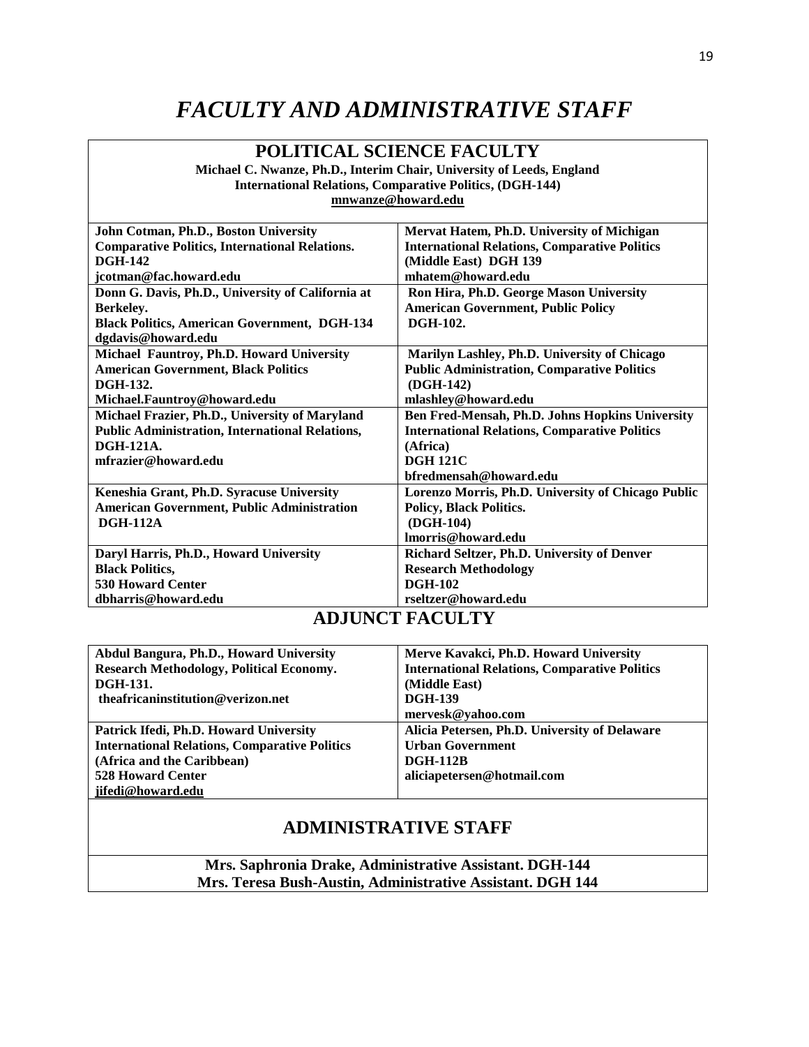# *FACULTY AND ADMINISTRATIVE STAFF*

## POLITICAL SCIENCE FACULTY

**Michael C. Nwanze, Ph.D., Interim Chair, University of Leeds, England**
**International Relations, Comparative Politics, (DGH-144)**
**mnwanze@howard.edu**

| | |
|---|---|
| **John Cotman, Ph.D., Boston University**<br>**Comparative Politics, International Relations.**<br>**DGH-142**<br>**jcotman@fac.howard.edu** | **Mervat Hatem, Ph.D. University of Michigan**<br>**International Relations, Comparative Politics (Middle East) DGH 139**<br>**mhatem@howard.edu** |
| **Donn G. Davis, Ph.D., University of California at Berkeley.**<br>**Black Politics, American Government, DGH-134**<br>**dgdavis@howard.edu** | **Ron Hira, Ph.D. George Mason University**<br>**American Government, Public Policy**<br>**DGH-102.** |
| **Michael Fauntroy, Ph.D. Howard University**<br>**American Government, Black Politics**<br>**DGH-132.**<br>**Michael.Fauntroy@howard.edu** | **Marilyn Lashley, Ph.D. University of Chicago**<br>**Public Administration, Comparative Politics**<br>**(DGH-142)**<br>**mlashley@howard.edu** |
| **Michael Frazier, Ph.D., University of Maryland**<br>**Public Administration, International Relations,**<br>**DGH-121A.**<br>**mfrazier@howard.edu** | **Ben Fred-Mensah, Ph.D. Johns Hopkins University**<br>**International Relations, Comparative Politics (Africa)**<br>**DGH 121C**<br>**bfredmensah@howard.edu** |
| **Keneshia Grant, Ph.D. Syracuse University**<br>**American Government, Public Administration**<br>**DGH-112A** | **Lorenzo Morris, Ph.D. University of Chicago Public Policy, Black Politics.**<br>**(DGH-104)**<br>**lmorris@howard.edu** |
| **Daryl Harris, Ph.D., Howard University**<br>**Black Politics,**<br>**530 Howard Center**<br>**dbharris@howard.edu** | **Richard Seltzer, Ph.D. University of Denver**<br>**Research Methodology**<br>**DGH-102**<br>**rseltzer@howard.edu** |

## ADJUNCT FACULTY

| | |
|---|---|
| **Abdul Bangura, Ph.D., Howard University**<br>**Research Methodology, Political Economy.**<br>**DGH-131.**<br>**theafricaninstitution@verizon.net** | **Merve Kavakci, Ph.D. Howard University**<br>**International Relations, Comparative Politics (Middle East)**<br>**DGH-139**<br>**mervesk@yahoo.com** |
| **Patrick Ifedi, Ph.D. Howard University**<br>**International Relations, Comparative Politics (Africa and the Caribbean)**<br>**528 Howard Center**<br>**jifedi@howard.edu** | **Alicia Petersen, Ph.D. University of Delaware**<br>**Urban Government**<br>**DGH-112B**<br>**aliciapetersen@hotmail.com** |

## ADMINISTRATIVE STAFF

**Mrs. Saphronia Drake, Administrative Assistant. DGH-144**
**Mrs. Teresa Bush-Austin, Administrative Assistant. DGH 144**